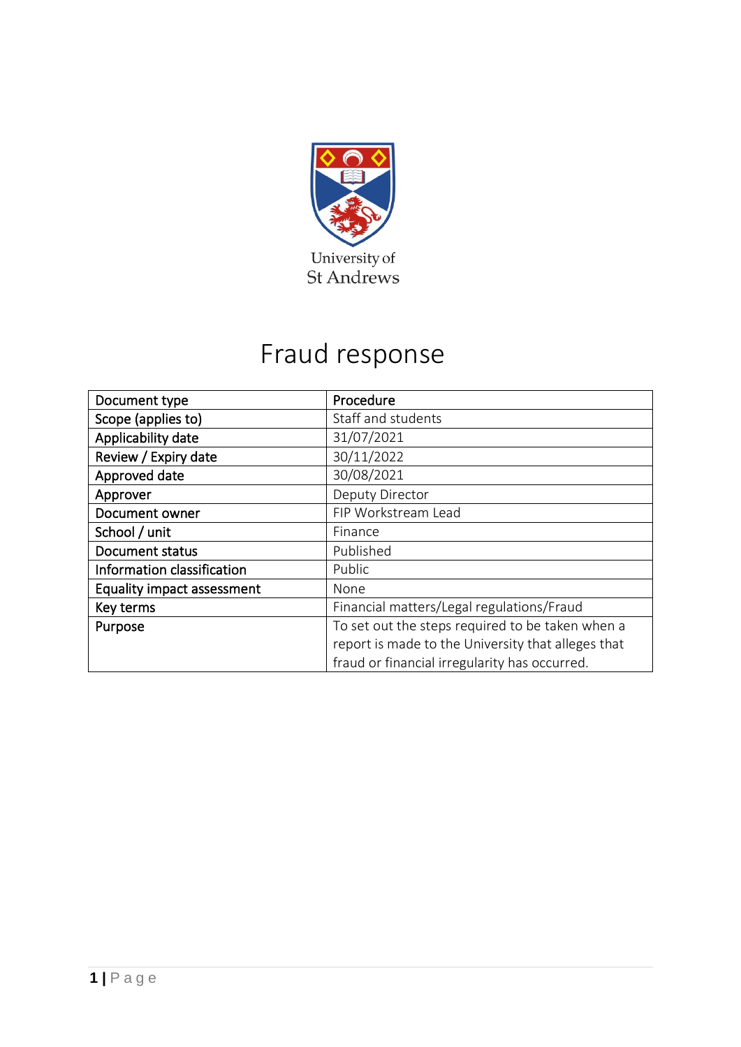University of St Andrews

# Fraud response

| Document type | Procedure |
| --- | --- |
| Scope (applies to) | Staff and students |
| Applicability date | 31/07/2021 |
| Review / Expiry date | 30/11/2022 |
| Approved date | 30/08/2021 |
| Approver | Deputy Director |
| Document owner | FIP Workstream Lead |
| School / unit | Finance |
| Document status | Published |
| Information classification | Public |
| Equality impact assessment | None |
| Key terms | Financial matters/Legal regulations/Fraud |
| Purpose | To set out the steps required to be taken when a report is made to the University that alleges that fraud or financial irregularity has occurred. |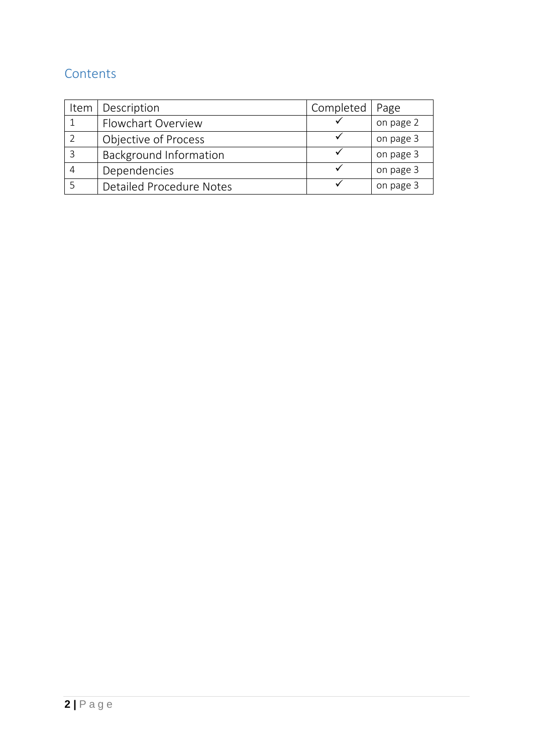## Contents

| Item | Description | Completed | Page |
|---|---|---|---|
| 1 | Flowchart Overview | ✓ | on page 2 |
| 2 | Objective of Process | ✓ | on page 3 |
| 3 | Background Information | ✓ | on page 3 |
| 4 | Dependencies | ✓ | on page 3 |
| 5 | Detailed Procedure Notes | ✓ | on page 3 |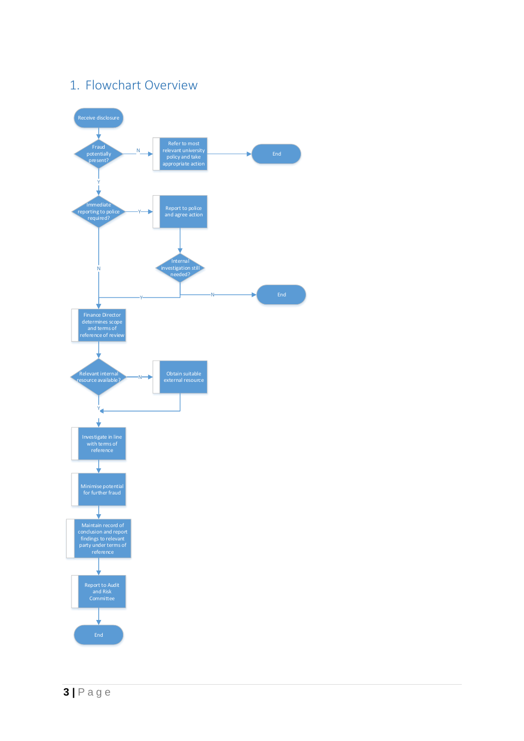# 1. Flowchart Overview

Receive disclosure

Fraud potentially present?

N — Refer to most relevant university policy and take appropriate action — End

Y

Immediate reporting to police required?

Y — Report to police and agree action

Internal investigation still needed?

N — End

Y

N

Finance Director determines scope and terms of reference of review

Relevant internal resource available?

N — Obtain suitable external resource

Y

Investigate in line with terms of reference

Minimise potential for further fraud

Maintain record of conclusion and report findings to relevant party under terms of reference

Report to Audit and Risk Committee

End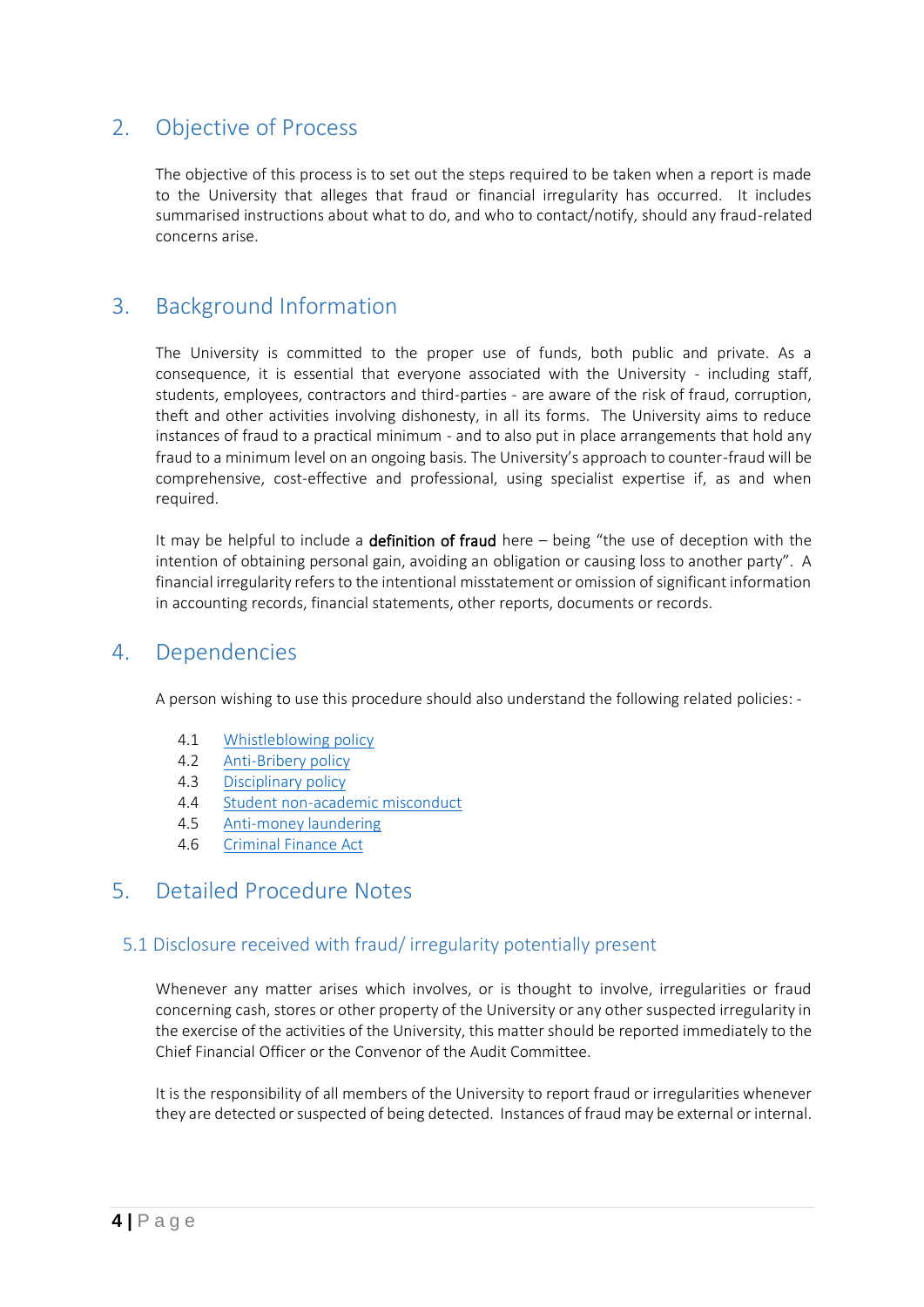## 2. Objective of Process

The objective of this process is to set out the steps required to be taken when a report is made to the University that alleges that fraud or financial irregularity has occurred. It includes summarised instructions about what to do, and who to contact/notify, should any fraud-related concerns arise.

## 3. Background Information

The University is committed to the proper use of funds, both public and private. As a consequence, it is essential that everyone associated with the University - including staff, students, employees, contractors and third-parties - are aware of the risk of fraud, corruption, theft and other activities involving dishonesty, in all its forms. The University aims to reduce instances of fraud to a practical minimum - and to also put in place arrangements that hold any fraud to a minimum level on an ongoing basis. The University's approach to counter-fraud will be comprehensive, cost-effective and professional, using specialist expertise if, as and when required.

It may be helpful to include a **definition of fraud** here – being "the use of deception with the intention of obtaining personal gain, avoiding an obligation or causing loss to another party". A financial irregularity refers to the intentional misstatement or omission of significant information in accounting records, financial statements, other reports, documents or records.

## 4. Dependencies

A person wishing to use this procedure should also understand the following related policies: -

4.1 Whistleblowing policy
4.2 Anti-Bribery policy
4.3 Disciplinary policy
4.4 Student non-academic misconduct
4.5 Anti-money laundering
4.6 Criminal Finance Act

## 5. Detailed Procedure Notes

### 5.1 Disclosure received with fraud/ irregularity potentially present

Whenever any matter arises which involves, or is thought to involve, irregularities or fraud concerning cash, stores or other property of the University or any other suspected irregularity in the exercise of the activities of the University, this matter should be reported immediately to the Chief Financial Officer or the Convenor of the Audit Committee.

It is the responsibility of all members of the University to report fraud or irregularities whenever they are detected or suspected of being detected. Instances of fraud may be external or internal.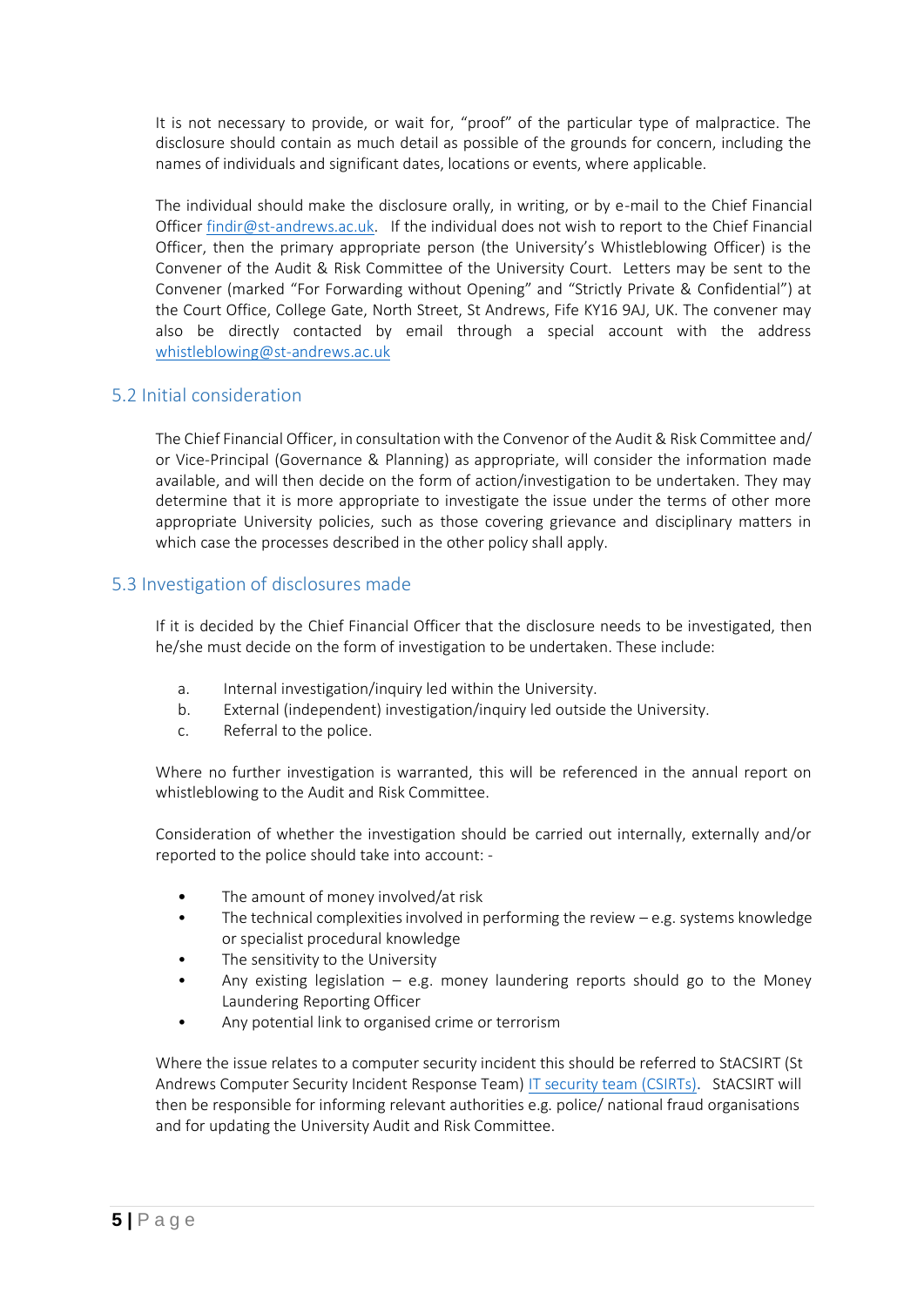It is not necessary to provide, or wait for, "proof" of the particular type of malpractice. The disclosure should contain as much detail as possible of the grounds for concern, including the names of individuals and significant dates, locations or events, where applicable.

The individual should make the disclosure orally, in writing, or by e-mail to the Chief Financial Officer findir@st-andrews.ac.uk. If the individual does not wish to report to the Chief Financial Officer, then the primary appropriate person (the University's Whistleblowing Officer) is the Convener of the Audit & Risk Committee of the University Court. Letters may be sent to the Convener (marked "For Forwarding without Opening" and "Strictly Private & Confidential") at the Court Office, College Gate, North Street, St Andrews, Fife KY16 9AJ, UK. The convener may also be directly contacted by email through a special account with the address whistleblowing@st-andrews.ac.uk

## 5.2 Initial consideration

The Chief Financial Officer, in consultation with the Convenor of the Audit & Risk Committee and/ or Vice-Principal (Governance & Planning) as appropriate, will consider the information made available, and will then decide on the form of action/investigation to be undertaken. They may determine that it is more appropriate to investigate the issue under the terms of other more appropriate University policies, such as those covering grievance and disciplinary matters in which case the processes described in the other policy shall apply.

## 5.3 Investigation of disclosures made

If it is decided by the Chief Financial Officer that the disclosure needs to be investigated, then he/she must decide on the form of investigation to be undertaken. These include:

a. Internal investigation/inquiry led within the University.
b. External (independent) investigation/inquiry led outside the University.
c. Referral to the police.

Where no further investigation is warranted, this will be referenced in the annual report on whistleblowing to the Audit and Risk Committee.

Consideration of whether the investigation should be carried out internally, externally and/or reported to the police should take into account: -

- The amount of money involved/at risk
- The technical complexities involved in performing the review – e.g. systems knowledge or specialist procedural knowledge
- The sensitivity to the University
- Any existing legislation – e.g. money laundering reports should go to the Money Laundering Reporting Officer
- Any potential link to organised crime or terrorism

Where the issue relates to a computer security incident this should be referred to StACSIRT (St Andrews Computer Security Incident Response Team) IT security team (CSIRTs). StACSIRT will then be responsible for informing relevant authorities e.g. police/ national fraud organisations and for updating the University Audit and Risk Committee.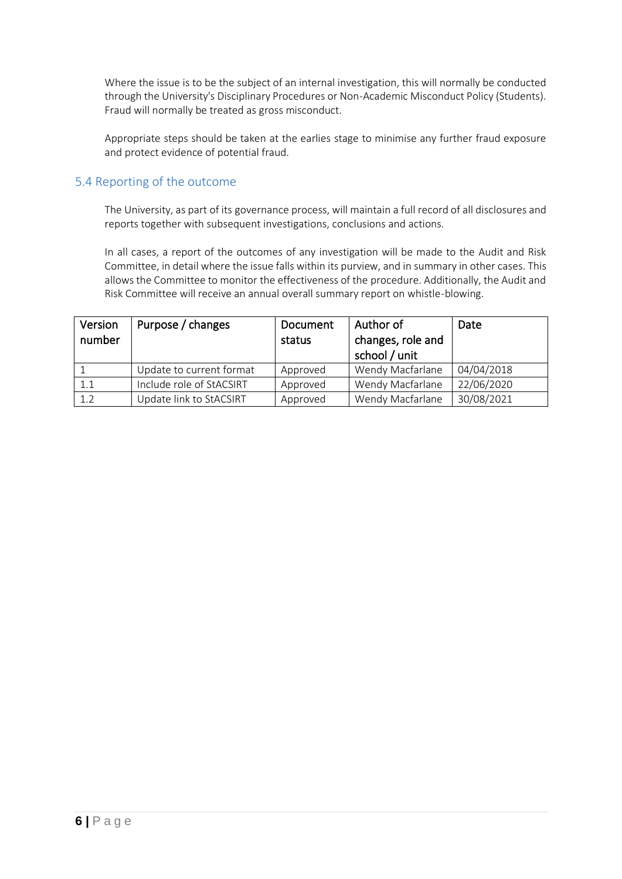Where the issue is to be the subject of an internal investigation, this will normally be conducted through the University's Disciplinary Procedures or Non-Academic Misconduct Policy (Students). Fraud will normally be treated as gross misconduct.

Appropriate steps should be taken at the earlies stage to minimise any further fraud exposure and protect evidence of potential fraud.

## 5.4 Reporting of the outcome

The University, as part of its governance process, will maintain a full record of all disclosures and reports together with subsequent investigations, conclusions and actions.

In all cases, a report of the outcomes of any investigation will be made to the Audit and Risk Committee, in detail where the issue falls within its purview, and in summary in other cases. This allows the Committee to monitor the effectiveness of the procedure. Additionally, the Audit and Risk Committee will receive an annual overall summary report on whistle-blowing.

| Version number | Purpose / changes | Document status | Author of changes, role and school / unit | Date |
|---|---|---|---|---|
| 1 | Update to current format | Approved | Wendy Macfarlane | 04/04/2018 |
| 1.1 | Include role of StACSIRT | Approved | Wendy Macfarlane | 22/06/2020 |
| 1.2 | Update link to StACSIRT | Approved | Wendy Macfarlane | 30/08/2021 |